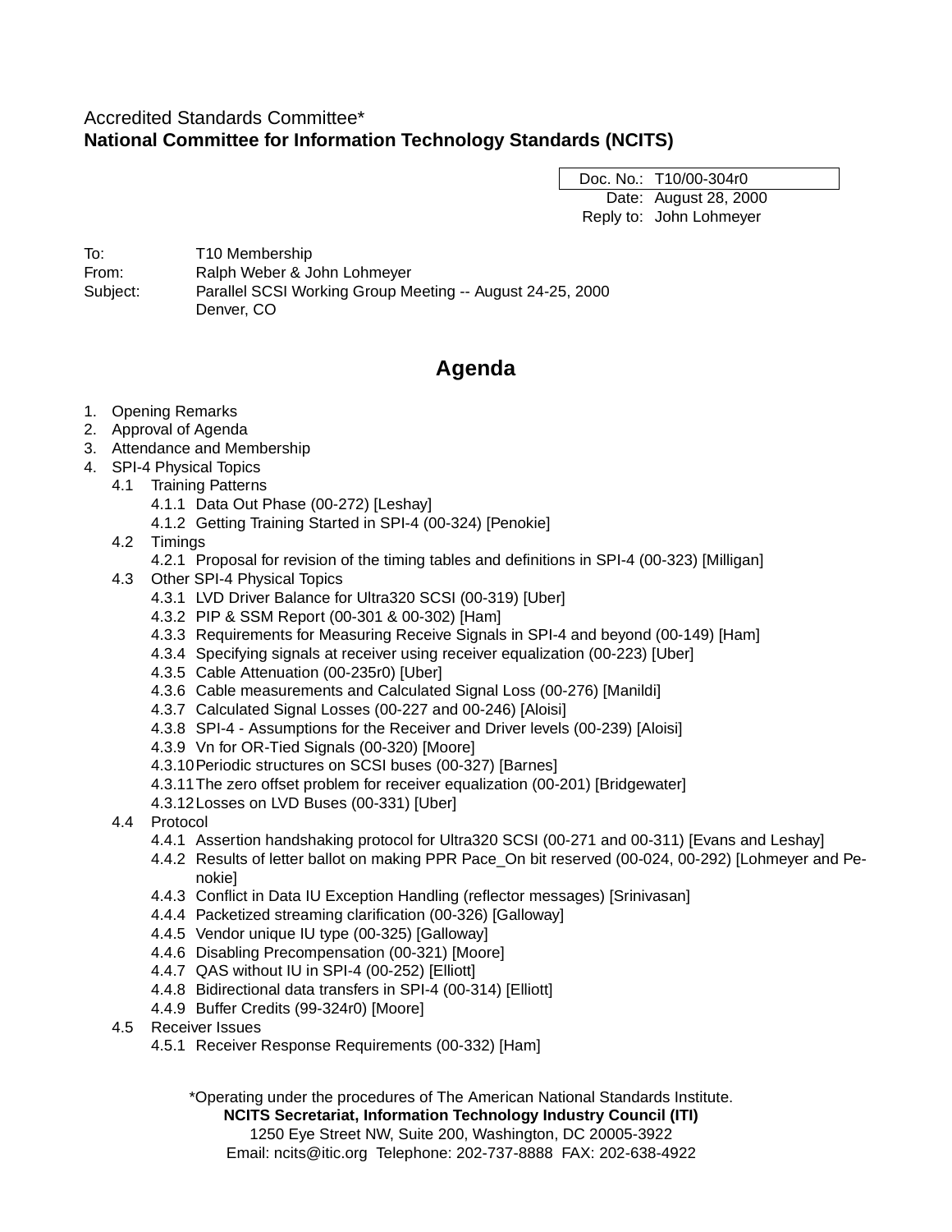Accredited Standards Committee*
**National Committee for Information Technology Standards (NCITS)**

| | |
|---|---|
| Doc. No.: | T10/00-304r0 |
| Date: | August 28, 2000 |
| Reply to: | John Lohmeyer |

To: T10 Membership
From: Ralph Weber & John Lohmeyer
Subject: Parallel SCSI Working Group Meeting -- August 24-25, 2000
Denver, CO

## Agenda

1. Opening Remarks
2. Approval of Agenda
3. Attendance and Membership
4. SPI-4 Physical Topics
   - 4.1 Training Patterns
     - 4.1.1 Data Out Phase (00-272) [Leshay]
     - 4.1.2 Getting Training Started in SPI-4 (00-324) [Penokie]
   - 4.2 Timings
     - 4.2.1 Proposal for revision of the timing tables and definitions in SPI-4 (00-323) [Milligan]
   - 4.3 Other SPI-4 Physical Topics
     - 4.3.1 LVD Driver Balance for Ultra320 SCSI (00-319) [Uber]
     - 4.3.2 PIP & SSM Report (00-301 & 00-302) [Ham]
     - 4.3.3 Requirements for Measuring Receive Signals in SPI-4 and beyond (00-149) [Ham]
     - 4.3.4 Specifying signals at receiver using receiver equalization (00-223) [Uber]
     - 4.3.5 Cable Attenuation (00-235r0) [Uber]
     - 4.3.6 Cable measurements and Calculated Signal Loss (00-276) [Manildi]
     - 4.3.7 Calculated Signal Losses (00-227 and 00-246) [Aloisi]
     - 4.3.8 SPI-4 - Assumptions for the Receiver and Driver levels (00-239) [Aloisi]
     - 4.3.9 Vn for OR-Tied Signals (00-320) [Moore]
     - 4.3.10 Periodic structures on SCSI buses (00-327) [Barnes]
     - 4.3.11 The zero offset problem for receiver equalization (00-201) [Bridgewater]
     - 4.3.12 Losses on LVD Buses (00-331) [Uber]
   - 4.4 Protocol
     - 4.4.1 Assertion handshaking protocol for Ultra320 SCSI (00-271 and 00-311) [Evans and Leshay]
     - 4.4.2 Results of letter ballot on making PPR Pace_On bit reserved (00-024, 00-292) [Lohmeyer and Penokie]
     - 4.4.3 Conflict in Data IU Exception Handling (reflector messages) [Srinivasan]
     - 4.4.4 Packetized streaming clarification (00-326) [Galloway]
     - 4.4.5 Vendor unique IU type (00-325) [Galloway]
     - 4.4.6 Disabling Precompensation (00-321) [Moore]
     - 4.4.7 QAS without IU in SPI-4 (00-252) [Elliott]
     - 4.4.8 Bidirectional data transfers in SPI-4 (00-314) [Elliott]
     - 4.4.9 Buffer Credits (99-324r0) [Moore]
   - 4.5 Receiver Issues
     - 4.5.1 Receiver Response Requirements (00-332) [Ham]

*Operating under the procedures of The American National Standards Institute.
**NCITS Secretariat, Information Technology Industry Council (ITI)**
1250 Eye Street NW, Suite 200, Washington, DC 20005-3922
Email: ncits@itic.org Telephone: 202-737-8888 FAX: 202-638-4922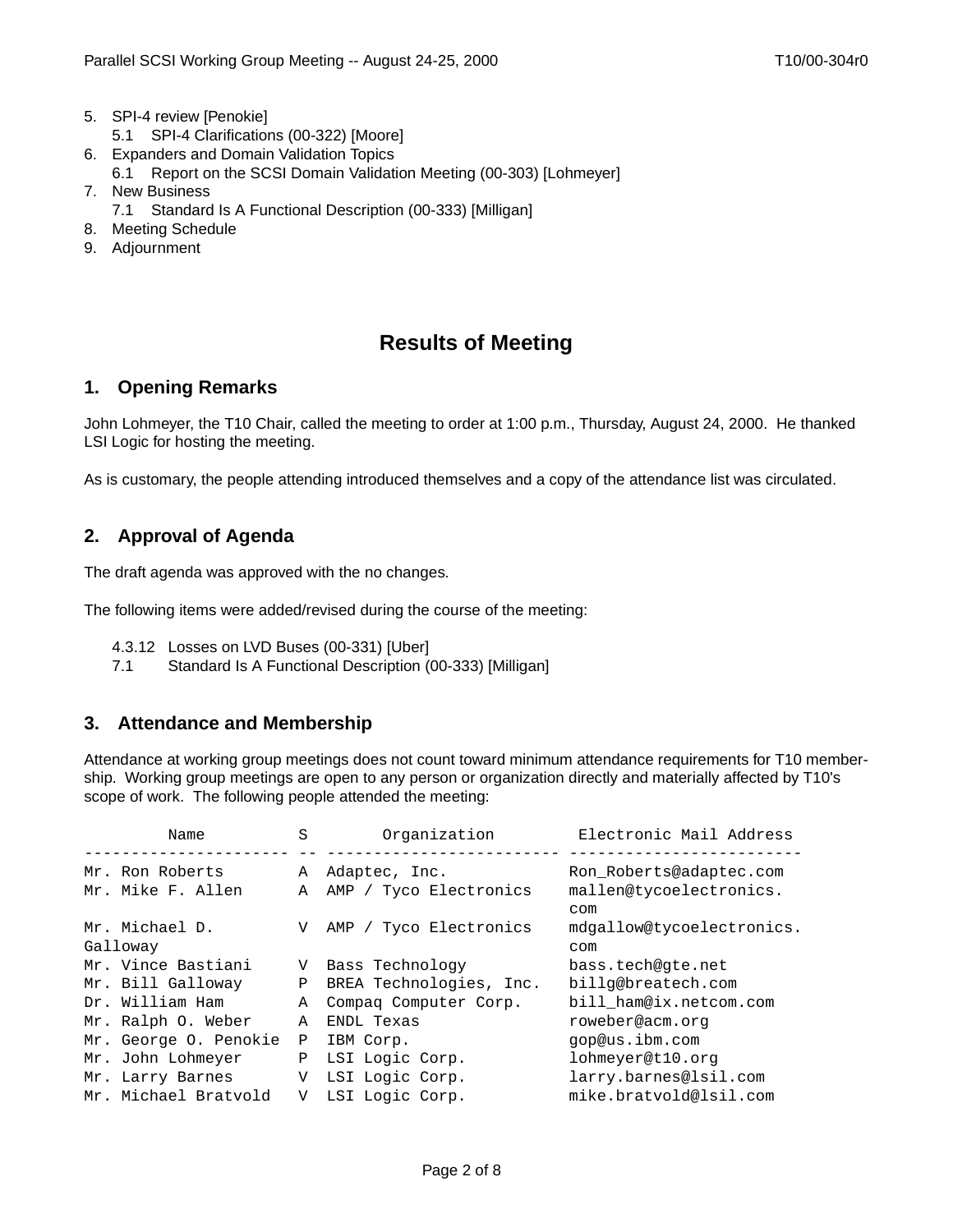5. SPI-4 review [Penokie]
   5.1 SPI-4 Clarifications (00-322) [Moore]
6. Expanders and Domain Validation Topics
   6.1 Report on the SCSI Domain Validation Meeting (00-303) [Lohmeyer]
7. New Business
   7.1 Standard Is A Functional Description (00-333) [Milligan]
8. Meeting Schedule
9. Adjournment

# Results of Meeting

## 1. Opening Remarks

John Lohmeyer, the T10 Chair, called the meeting to order at 1:00 p.m., Thursday, August 24, 2000. He thanked LSI Logic for hosting the meeting.

As is customary, the people attending introduced themselves and a copy of the attendance list was circulated.

## 2. Approval of Agenda

The draft agenda was approved with the no changes.

The following items were added/revised during the course of the meeting:

4.3.12 Losses on LVD Buses (00-331) [Uber]
7.1 Standard Is A Functional Description (00-333) [Milligan]

## 3. Attendance and Membership

Attendance at working group meetings does not count toward minimum attendance requirements for T10 membership. Working group meetings are open to any person or organization directly and materially affected by T10's scope of work. The following people attended the meeting:

| Name | S | Organization | Electronic Mail Address |
|---|---|---|---|
| Mr. Ron Roberts | A | Adaptec, Inc. | Ron_Roberts@adaptec.com |
| Mr. Mike F. Allen | A | AMP / Tyco Electronics | mallen@tycoelectronics.com |
| Mr. Michael D. Galloway | V | AMP / Tyco Electronics | mdgallow@tycoelectronics.com |
| Mr. Vince Bastiani | V | Bass Technology | bass.tech@gte.net |
| Mr. Bill Galloway | P | BREA Technologies, Inc. | billg@breatech.com |
| Dr. William Ham | A | Compaq Computer Corp. | bill_ham@ix.netcom.com |
| Mr. Ralph O. Weber | A | ENDL Texas | roweber@acm.org |
| Mr. George O. Penokie | P | IBM Corp. | gop@us.ibm.com |
| Mr. John Lohmeyer | P | LSI Logic Corp. | lohmeyer@t10.org |
| Mr. Larry Barnes | V | LSI Logic Corp. | larry.barnes@lsil.com |
| Mr. Michael Bratvold | V | LSI Logic Corp. | mike.bratvold@lsil.com |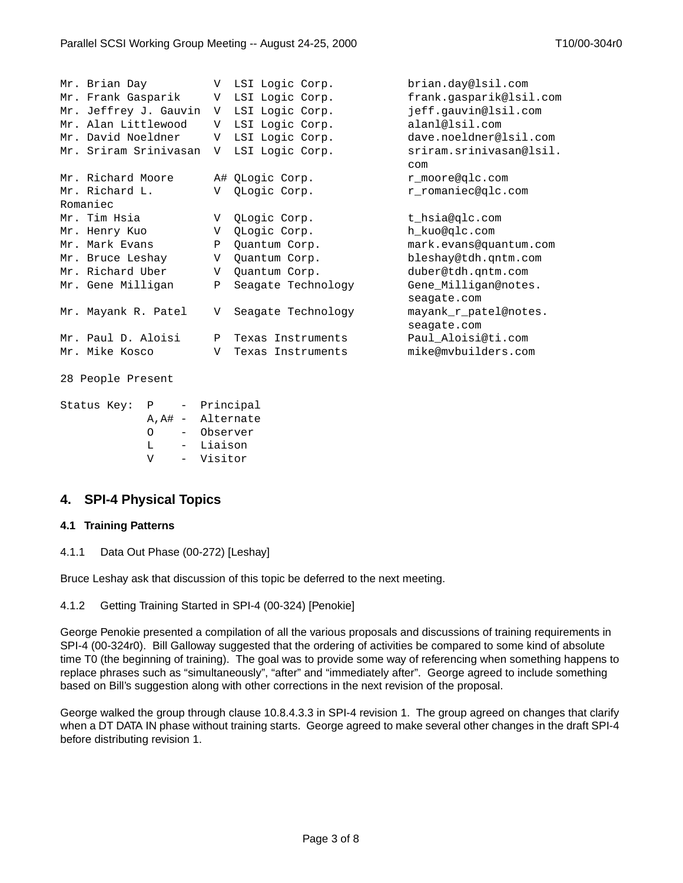```
Mr. Brian Day          V  LSI Logic Corp.          brian.day@lsil.com
Mr. Frank Gasparik     V  LSI Logic Corp.          frank.gasparik@lsil.com
Mr. Jeffrey J. Gauvin  V  LSI Logic Corp.          jeff.gauvin@lsil.com
Mr. Alan Littlewood    V  LSI Logic Corp.          alanl@lsil.com
Mr. David Noeldner     V  LSI Logic Corp.          dave.noeldner@lsil.com
Mr. Sriram Srinivasan  V  LSI Logic Corp.          sriram.srinivasan@lsil.
                                                   com
Mr. Richard Moore      A# QLogic Corp.             r_moore@qlc.com
Mr. Richard L.         V  QLogic Corp.             r_romaniec@qlc.com
Romaniec
Mr. Tim Hsia           V  QLogic Corp.             t_hsia@qlc.com
Mr. Henry Kuo          V  QLogic Corp.             h_kuo@qlc.com
Mr. Mark Evans         P  Quantum Corp.            mark.evans@quantum.com
Mr. Bruce Leshay       V  Quantum Corp.            bleshay@tdh.qntm.com
Mr. Richard Uber       V  Quantum Corp.            duber@tdh.qntm.com
Mr. Gene Milligan      P  Seagate Technology       Gene_Milligan@notes.
                                                   seagate.com
Mr. Mayank R. Patel    V  Seagate Technology       mayank_r_patel@notes.
                                                   seagate.com
Mr. Paul D. Aloisi     P  Texas Instruments        Paul_Aloisi@ti.com
Mr. Mike Kosco         V  Texas Instruments        mike@mvbuilders.com

28 People Present

Status Key:  P    -  Principal
             A,A# -  Alternate
             O    -  Observer
             L    -  Liaison
             V    -  Visitor
```

## 4. SPI-4 Physical Topics

### 4.1 Training Patterns

4.1.1 Data Out Phase (00-272) [Leshay]

Bruce Leshay ask that discussion of this topic be deferred to the next meeting.

4.1.2 Getting Training Started in SPI-4 (00-324) [Penokie]

George Penokie presented a compilation of all the various proposals and discussions of training requirements in SPI-4 (00-324r0). Bill Galloway suggested that the ordering of activities be compared to some kind of absolute time T0 (the beginning of training). The goal was to provide some way of referencing when something happens to replace phrases such as "simultaneously", "after" and "immediately after". George agreed to include something based on Bill's suggestion along with other corrections in the next revision of the proposal.

George walked the group through clause 10.8.4.3.3 in SPI-4 revision 1. The group agreed on changes that clarify when a DT DATA IN phase without training starts. George agreed to make several other changes in the draft SPI-4 before distributing revision 1.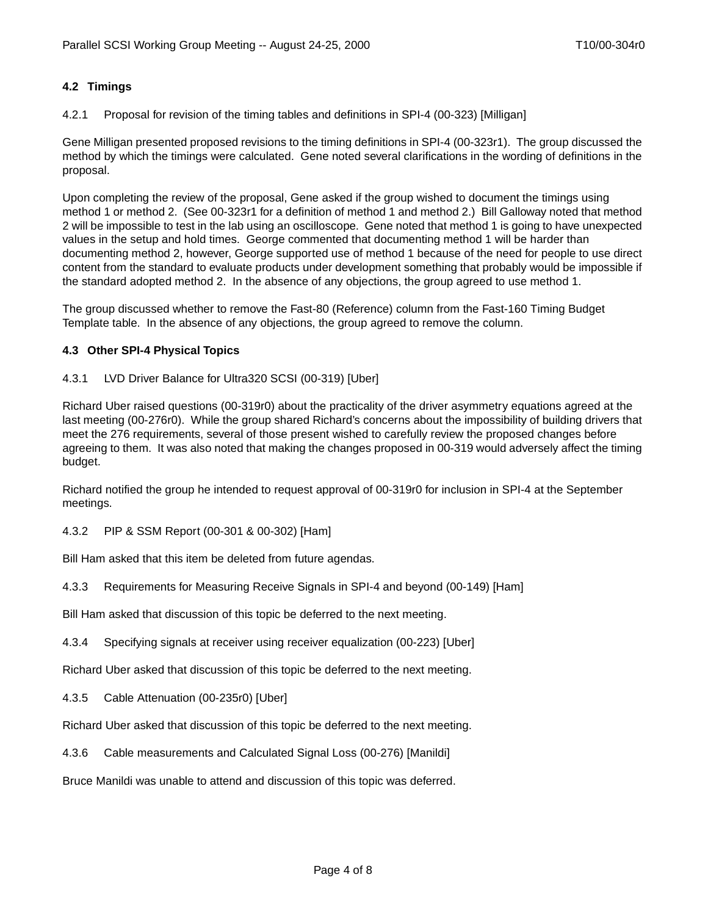## 4.2 Timings

4.2.1 Proposal for revision of the timing tables and definitions in SPI-4 (00-323) [Milligan]

Gene Milligan presented proposed revisions to the timing definitions in SPI-4 (00-323r1). The group discussed the method by which the timings were calculated. Gene noted several clarifications in the wording of definitions in the proposal.

Upon completing the review of the proposal, Gene asked if the group wished to document the timings using method 1 or method 2. (See 00-323r1 for a definition of method 1 and method 2.) Bill Galloway noted that method 2 will be impossible to test in the lab using an oscilloscope. Gene noted that method 1 is going to have unexpected values in the setup and hold times. George commented that documenting method 1 will be harder than documenting method 2, however, George supported use of method 1 because of the need for people to use direct content from the standard to evaluate products under development something that probably would be impossible if the standard adopted method 2. In the absence of any objections, the group agreed to use method 1.

The group discussed whether to remove the Fast-80 (Reference) column from the Fast-160 Timing Budget Template table. In the absence of any objections, the group agreed to remove the column.

## 4.3 Other SPI-4 Physical Topics

4.3.1 LVD Driver Balance for Ultra320 SCSI (00-319) [Uber]

Richard Uber raised questions (00-319r0) about the practicality of the driver asymmetry equations agreed at the last meeting (00-276r0). While the group shared Richard's concerns about the impossibility of building drivers that meet the 276 requirements, several of those present wished to carefully review the proposed changes before agreeing to them. It was also noted that making the changes proposed in 00-319 would adversely affect the timing budget.

Richard notified the group he intended to request approval of 00-319r0 for inclusion in SPI-4 at the September meetings.

4.3.2 PIP & SSM Report (00-301 & 00-302) [Ham]

Bill Ham asked that this item be deleted from future agendas.

4.3.3 Requirements for Measuring Receive Signals in SPI-4 and beyond (00-149) [Ham]

Bill Ham asked that discussion of this topic be deferred to the next meeting.

4.3.4 Specifying signals at receiver using receiver equalization (00-223) [Uber]

Richard Uber asked that discussion of this topic be deferred to the next meeting.

4.3.5 Cable Attenuation (00-235r0) [Uber]

Richard Uber asked that discussion of this topic be deferred to the next meeting.

4.3.6 Cable measurements and Calculated Signal Loss (00-276) [Manildi]

Bruce Manildi was unable to attend and discussion of this topic was deferred.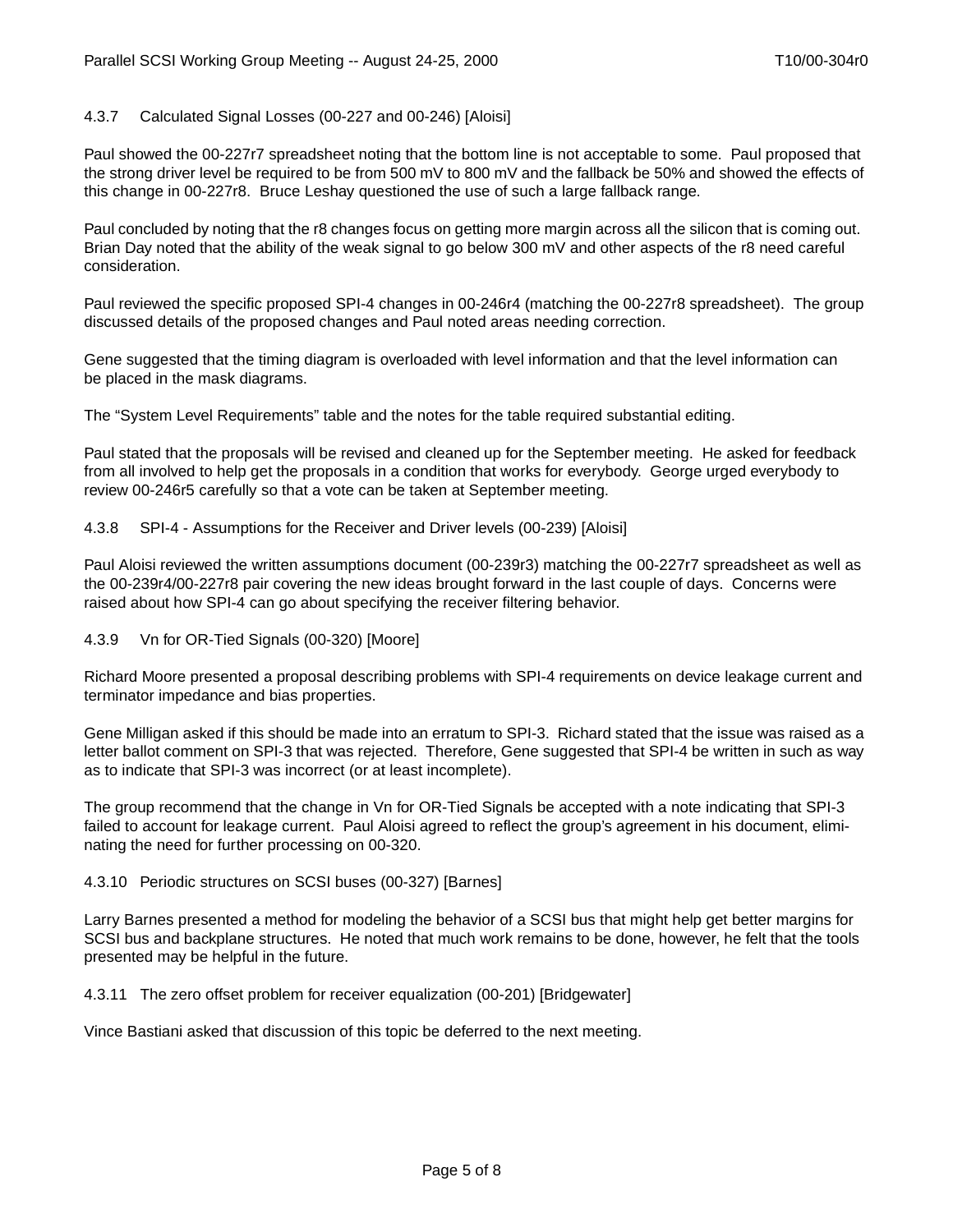#### 4.3.7 Calculated Signal Losses (00-227 and 00-246) [Aloisi]

Paul showed the 00-227r7 spreadsheet noting that the bottom line is not acceptable to some. Paul proposed that the strong driver level be required to be from 500 mV to 800 mV and the fallback be 50% and showed the effects of this change in 00-227r8. Bruce Leshay questioned the use of such a large fallback range.

Paul concluded by noting that the r8 changes focus on getting more margin across all the silicon that is coming out. Brian Day noted that the ability of the weak signal to go below 300 mV and other aspects of the r8 need careful consideration.

Paul reviewed the specific proposed SPI-4 changes in 00-246r4 (matching the 00-227r8 spreadsheet). The group discussed details of the proposed changes and Paul noted areas needing correction.

Gene suggested that the timing diagram is overloaded with level information and that the level information can be placed in the mask diagrams.

The "System Level Requirements" table and the notes for the table required substantial editing.

Paul stated that the proposals will be revised and cleaned up for the September meeting. He asked for feedback from all involved to help get the proposals in a condition that works for everybody. George urged everybody to review 00-246r5 carefully so that a vote can be taken at September meeting.

#### 4.3.8 SPI-4 - Assumptions for the Receiver and Driver levels (00-239) [Aloisi]

Paul Aloisi reviewed the written assumptions document (00-239r3) matching the 00-227r7 spreadsheet as well as the 00-239r4/00-227r8 pair covering the new ideas brought forward in the last couple of days. Concerns were raised about how SPI-4 can go about specifying the receiver filtering behavior.

#### 4.3.9 Vn for OR-Tied Signals (00-320) [Moore]

Richard Moore presented a proposal describing problems with SPI-4 requirements on device leakage current and terminator impedance and bias properties.

Gene Milligan asked if this should be made into an erratum to SPI-3. Richard stated that the issue was raised as a letter ballot comment on SPI-3 that was rejected. Therefore, Gene suggested that SPI-4 be written in such as way as to indicate that SPI-3 was incorrect (or at least incomplete).

The group recommend that the change in Vn for OR-Tied Signals be accepted with a note indicating that SPI-3 failed to account for leakage current. Paul Aloisi agreed to reflect the group's agreement in his document, eliminating the need for further processing on 00-320.

#### 4.3.10 Periodic structures on SCSI buses (00-327) [Barnes]

Larry Barnes presented a method for modeling the behavior of a SCSI bus that might help get better margins for SCSI bus and backplane structures. He noted that much work remains to be done, however, he felt that the tools presented may be helpful in the future.

#### 4.3.11 The zero offset problem for receiver equalization (00-201) [Bridgewater]

Vince Bastiani asked that discussion of this topic be deferred to the next meeting.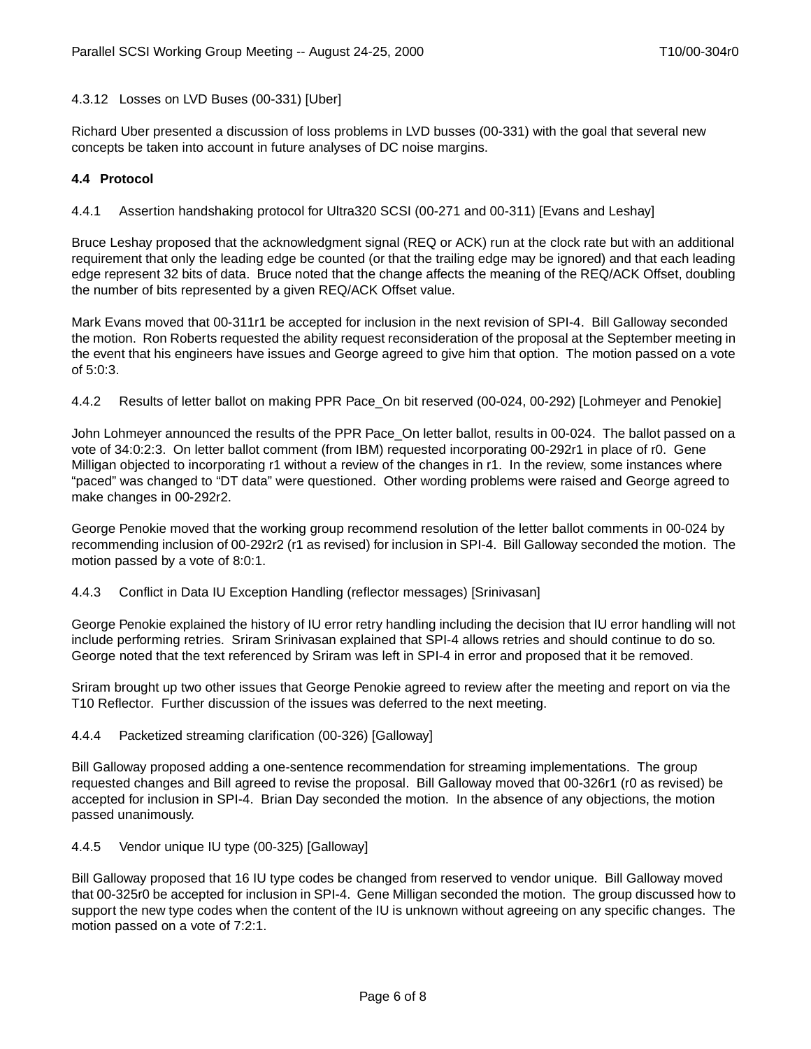4.3.12 Losses on LVD Buses (00-331) [Uber]

Richard Uber presented a discussion of loss problems in LVD busses (00-331) with the goal that several new concepts be taken into account in future analyses of DC noise margins.

**4.4 Protocol**

4.4.1 Assertion handshaking protocol for Ultra320 SCSI (00-271 and 00-311) [Evans and Leshay]

Bruce Leshay proposed that the acknowledgment signal (REQ or ACK) run at the clock rate but with an additional requirement that only the leading edge be counted (or that the trailing edge may be ignored) and that each leading edge represent 32 bits of data. Bruce noted that the change affects the meaning of the REQ/ACK Offset, doubling the number of bits represented by a given REQ/ACK Offset value.

Mark Evans moved that 00-311r1 be accepted for inclusion in the next revision of SPI-4. Bill Galloway seconded the motion. Ron Roberts requested the ability request reconsideration of the proposal at the September meeting in the event that his engineers have issues and George agreed to give him that option. The motion passed on a vote of 5:0:3.

4.4.2 Results of letter ballot on making PPR Pace_On bit reserved (00-024, 00-292) [Lohmeyer and Penokie]

John Lohmeyer announced the results of the PPR Pace_On letter ballot, results in 00-024. The ballot passed on a vote of 34:0:2:3. On letter ballot comment (from IBM) requested incorporating 00-292r1 in place of r0. Gene Milligan objected to incorporating r1 without a review of the changes in r1. In the review, some instances where "paced" was changed to "DT data" were questioned. Other wording problems were raised and George agreed to make changes in 00-292r2.

George Penokie moved that the working group recommend resolution of the letter ballot comments in 00-024 by recommending inclusion of 00-292r2 (r1 as revised) for inclusion in SPI-4. Bill Galloway seconded the motion. The motion passed by a vote of 8:0:1.

4.4.3 Conflict in Data IU Exception Handling (reflector messages) [Srinivasan]

George Penokie explained the history of IU error retry handling including the decision that IU error handling will not include performing retries. Sriram Srinivasan explained that SPI-4 allows retries and should continue to do so. George noted that the text referenced by Sriram was left in SPI-4 in error and proposed that it be removed.

Sriram brought up two other issues that George Penokie agreed to review after the meeting and report on via the T10 Reflector. Further discussion of the issues was deferred to the next meeting.

4.4.4 Packetized streaming clarification (00-326) [Galloway]

Bill Galloway proposed adding a one-sentence recommendation for streaming implementations. The group requested changes and Bill agreed to revise the proposal. Bill Galloway moved that 00-326r1 (r0 as revised) be accepted for inclusion in SPI-4. Brian Day seconded the motion. In the absence of any objections, the motion passed unanimously.

4.4.5 Vendor unique IU type (00-325) [Galloway]

Bill Galloway proposed that 16 IU type codes be changed from reserved to vendor unique. Bill Galloway moved that 00-325r0 be accepted for inclusion in SPI-4. Gene Milligan seconded the motion. The group discussed how to support the new type codes when the content of the IU is unknown without agreeing on any specific changes. The motion passed on a vote of 7:2:1.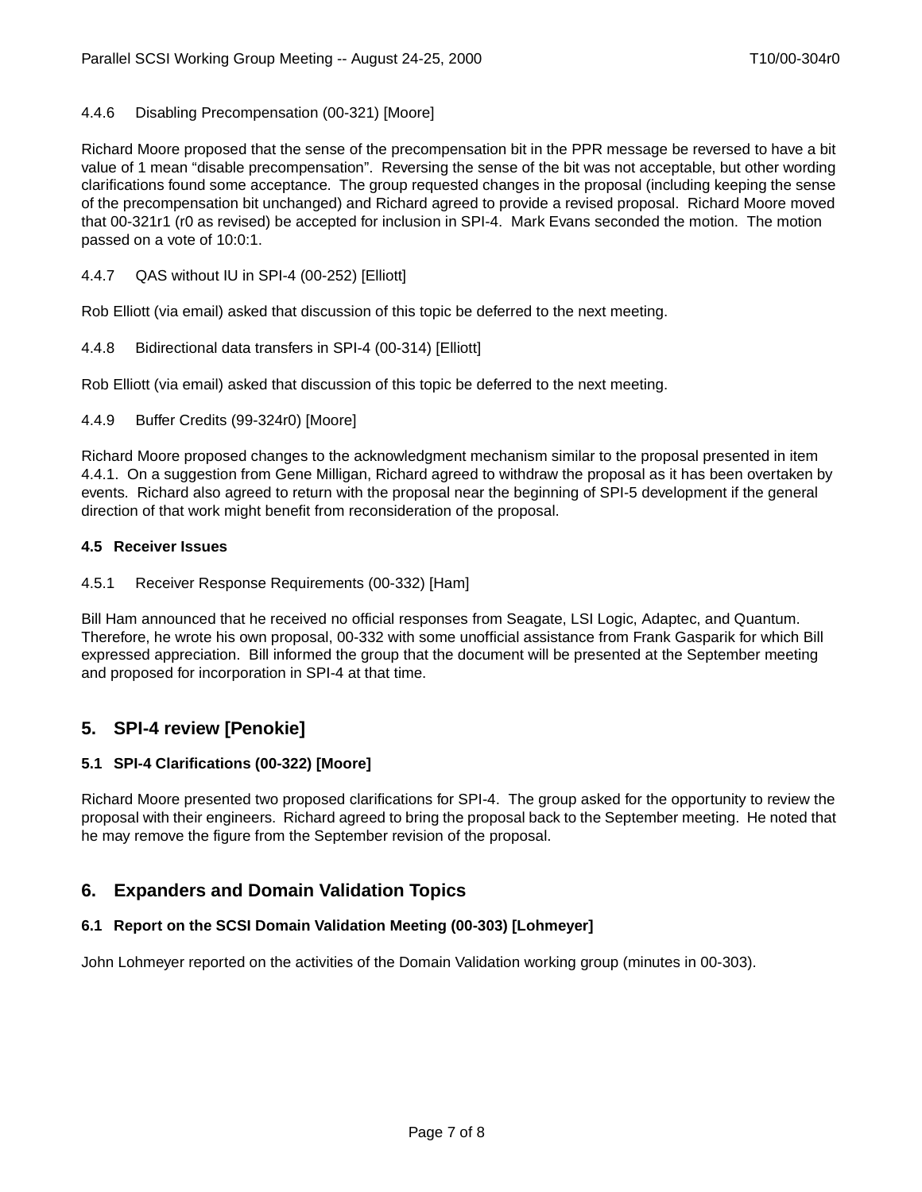4.4.6 Disabling Precompensation (00-321) [Moore]

Richard Moore proposed that the sense of the precompensation bit in the PPR message be reversed to have a bit value of 1 mean “disable precompensation”. Reversing the sense of the bit was not acceptable, but other wording clarifications found some acceptance. The group requested changes in the proposal (including keeping the sense of the precompensation bit unchanged) and Richard agreed to provide a revised proposal. Richard Moore moved that 00-321r1 (r0 as revised) be accepted for inclusion in SPI-4. Mark Evans seconded the motion. The motion passed on a vote of 10:0:1.

4.4.7 QAS without IU in SPI-4 (00-252) [Elliott]

Rob Elliott (via email) asked that discussion of this topic be deferred to the next meeting.

4.4.8 Bidirectional data transfers in SPI-4 (00-314) [Elliott]

Rob Elliott (via email) asked that discussion of this topic be deferred to the next meeting.

4.4.9 Buffer Credits (99-324r0) [Moore]

Richard Moore proposed changes to the acknowledgment mechanism similar to the proposal presented in item 4.4.1. On a suggestion from Gene Milligan, Richard agreed to withdraw the proposal as it has been overtaken by events. Richard also agreed to return with the proposal near the beginning of SPI-5 development if the general direction of that work might benefit from reconsideration of the proposal.

### 4.5 Receiver Issues

4.5.1 Receiver Response Requirements (00-332) [Ham]

Bill Ham announced that he received no official responses from Seagate, LSI Logic, Adaptec, and Quantum. Therefore, he wrote his own proposal, 00-332 with some unofficial assistance from Frank Gasparik for which Bill expressed appreciation. Bill informed the group that the document will be presented at the September meeting and proposed for incorporation in SPI-4 at that time.

## 5. SPI-4 review [Penokie]

### 5.1 SPI-4 Clarifications (00-322) [Moore]

Richard Moore presented two proposed clarifications for SPI-4. The group asked for the opportunity to review the proposal with their engineers. Richard agreed to bring the proposal back to the September meeting. He noted that he may remove the figure from the September revision of the proposal.

## 6. Expanders and Domain Validation Topics

### 6.1 Report on the SCSI Domain Validation Meeting (00-303) [Lohmeyer]

John Lohmeyer reported on the activities of the Domain Validation working group (minutes in 00-303).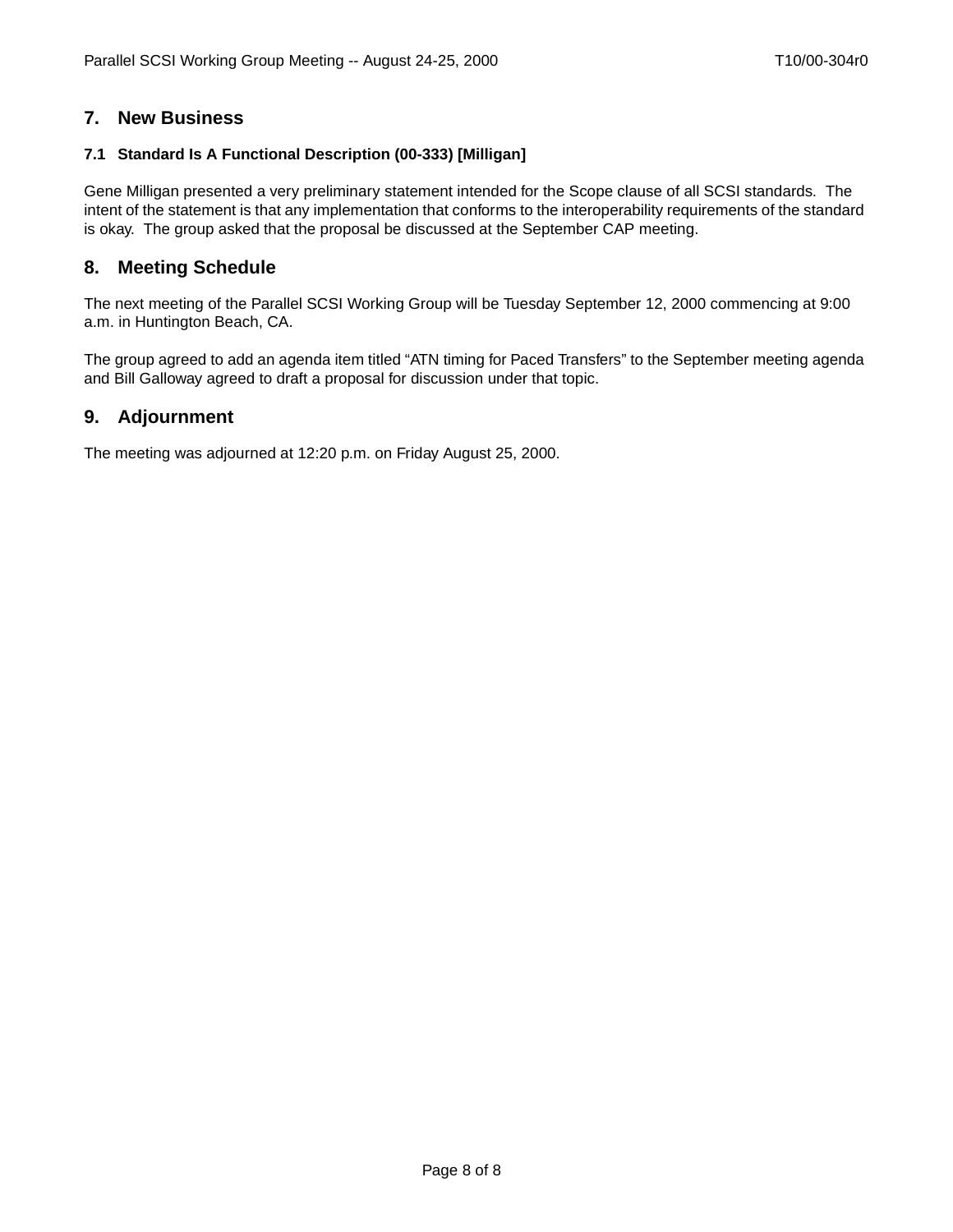## 7. New Business

### 7.1 Standard Is A Functional Description (00-333) [Milligan]

Gene Milligan presented a very preliminary statement intended for the Scope clause of all SCSI standards. The intent of the statement is that any implementation that conforms to the interoperability requirements of the standard is okay. The group asked that the proposal be discussed at the September CAP meeting.

## 8. Meeting Schedule

The next meeting of the Parallel SCSI Working Group will be Tuesday September 12, 2000 commencing at 9:00 a.m. in Huntington Beach, CA.

The group agreed to add an agenda item titled “ATN timing for Paced Transfers” to the September meeting agenda and Bill Galloway agreed to draft a proposal for discussion under that topic.

## 9. Adjournment

The meeting was adjourned at 12:20 p.m. on Friday August 25, 2000.